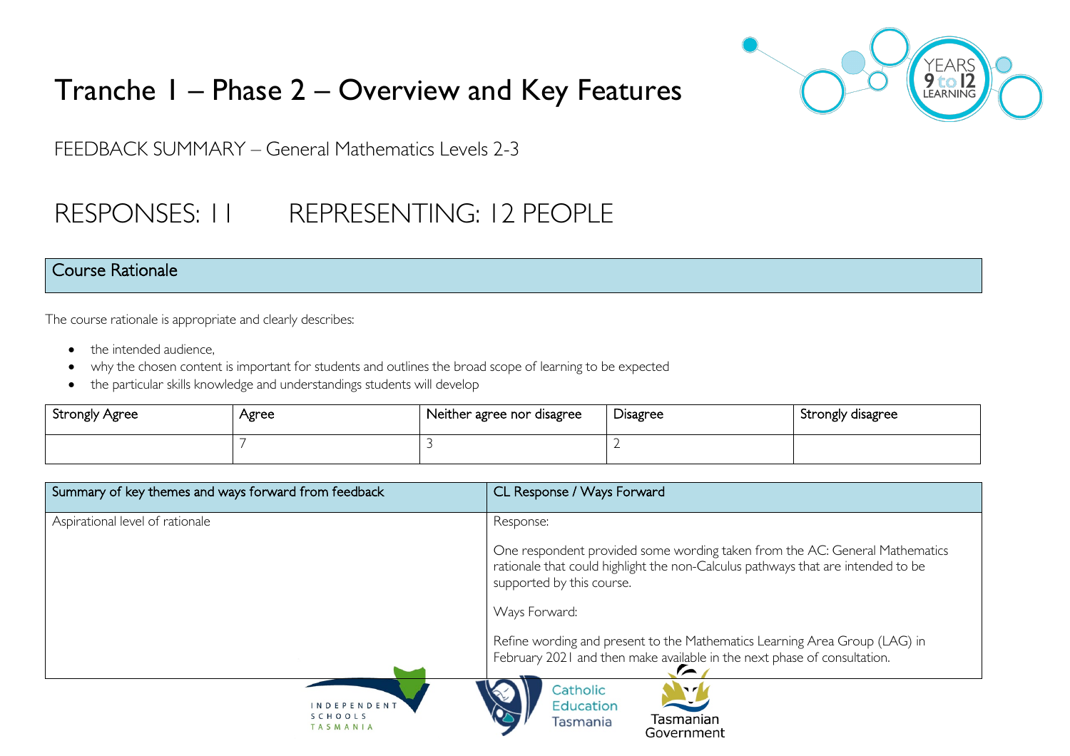# Tranche 1 – Phase 2 – Overview and Key Features

FEEDBACK SUMMARY – General Mathematics Levels 2-3

## RESPONSES: 11 REPRESENTING: 12 PEOPLE

## Course Rationale

The course rationale is appropriate and clearly describes:

- the intended audience,
- why the chosen content is important for students and outlines the broad scope of learning to be expected
- the particular skills knowledge and understandings students will develop

| Strongly Agree | Agree | Neither agree nor disagree | Disagree | Strongly disagree |
|---|---|---|---|---|
| | 7 | 3 | 2 | |

| Summary of key themes and ways forward from feedback | CL Response / Ways Forward |
|---|---|
| Aspirational level of rationale | Response:<br><br>One respondent provided some wording taken from the AC: General Mathematics rationale that could highlight the non-Calculus pathways that are intended to be supported by this course.<br><br>Ways Forward:<br><br>Refine wording and present to the Mathematics Learning Area Group (LAG) in February 2021 and then make available in the next phase of consultation. |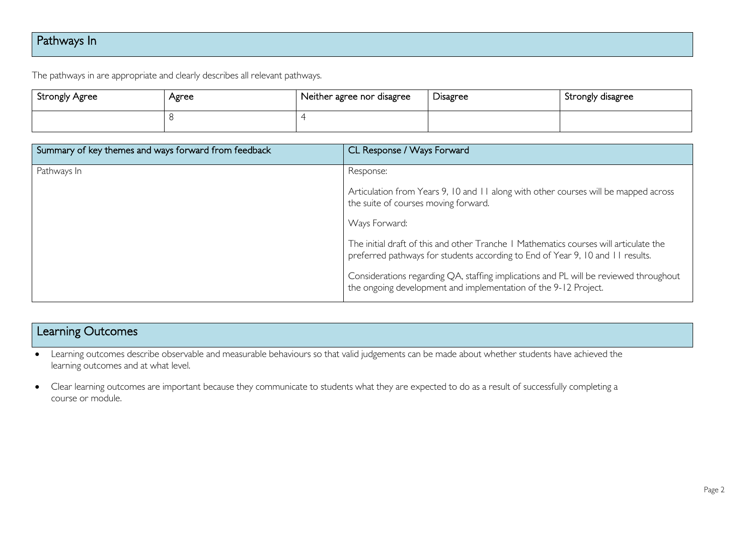## Pathways In

The pathways in are appropriate and clearly describes all relevant pathways.

| Strongly Agree | Agree | Neither agree nor disagree | Disagree | Strongly disagree |
|---|---|---|---|---|
| | 8 | 4 | | |

| Summary of key themes and ways forward from feedback | CL Response / Ways Forward |
|---|---|
| Pathways In | Response:<br><br>Articulation from Years 9, 10 and 11 along with other courses will be mapped across the suite of courses moving forward.<br><br>Ways Forward:<br><br>The initial draft of this and other Tranche 1 Mathematics courses will articulate the preferred pathways for students according to End of Year 9, 10 and 11 results.<br><br>Considerations regarding QA, staffing implications and PL will be reviewed throughout the ongoing development and implementation of the 9-12 Project. |

## Learning Outcomes

- Learning outcomes describe observable and measurable behaviours so that valid judgements can be made about whether students have achieved the learning outcomes and at what level.
- Clear learning outcomes are important because they communicate to students what they are expected to do as a result of successfully completing a course or module.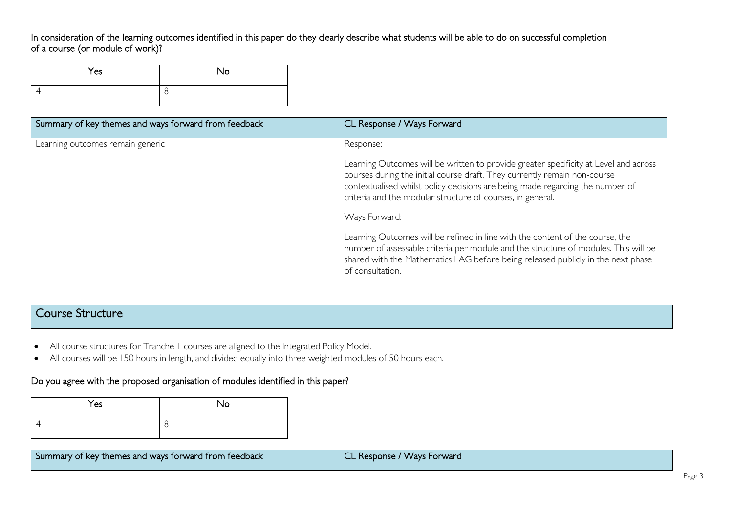In consideration of the learning outcomes identified in this paper do they clearly describe what students will be able to do on successful completion of a course (or module of work)?

| Yes | No |
| --- | --- |
| 4 | 8 |

| Summary of key themes and ways forward from feedback | CL Response / Ways Forward |
| --- | --- |
| Learning outcomes remain generic | Response:<br><br>Learning Outcomes will be written to provide greater specificity at Level and across courses during the initial course draft. They currently remain non-course contextualised whilst policy decisions are being made regarding the number of criteria and the modular structure of courses, in general.<br><br>Ways Forward:<br><br>Learning Outcomes will be refined in line with the content of the course, the number of assessable criteria per module and the structure of modules. This will be shared with the Mathematics LAG before being released publicly in the next phase of consultation. |

## Course Structure

- All course structures for Tranche 1 courses are aligned to the Integrated Policy Model.
- All courses will be 150 hours in length, and divided equally into three weighted modules of 50 hours each.

Do you agree with the proposed organisation of modules identified in this paper?

| Yes | No |
| --- | --- |
| 4 | 8 |

| Summary of key themes and ways forward from feedback | CL Response / Ways Forward |
| --- | --- |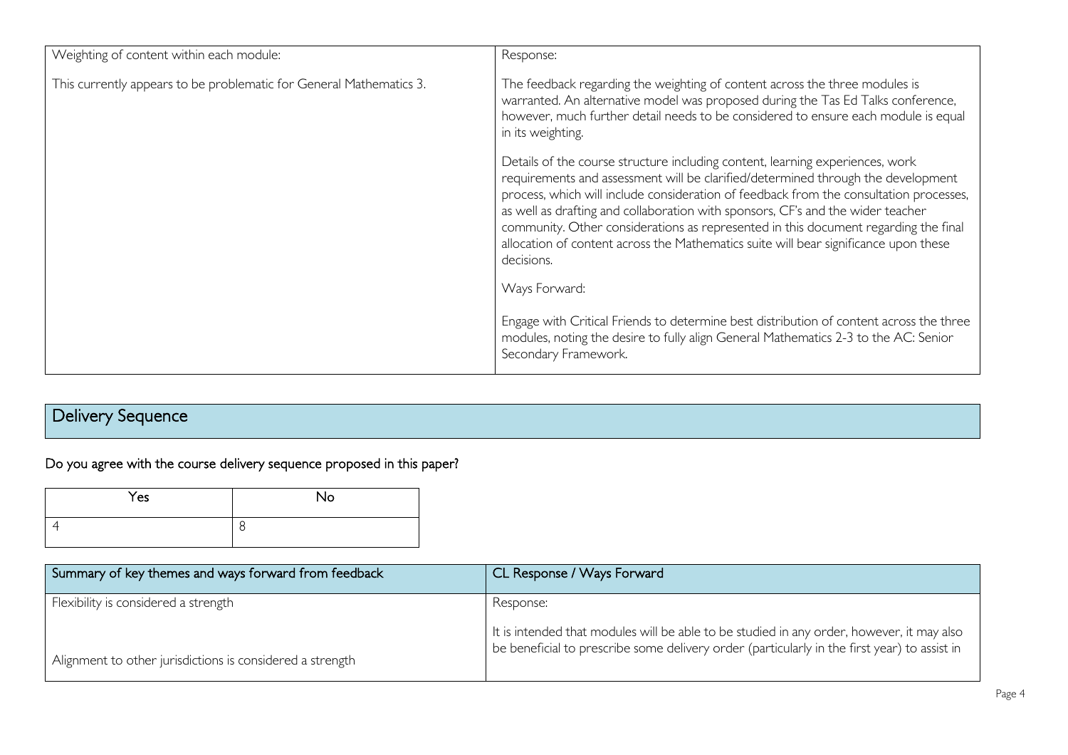| Weighting of content within each module:<br><br>This currently appears to be problematic for General Mathematics 3. | Response:<br><br>The feedback regarding the weighting of content across the three modules is warranted. An alternative model was proposed during the Tas Ed Talks conference, however, much further detail needs to be considered to ensure each module is equal in its weighting.<br><br>Details of the course structure including content, learning experiences, work requirements and assessment will be clarified/determined through the development process, which will include consideration of feedback from the consultation processes, as well as drafting and collaboration with sponsors, CF's and the wider teacher community. Other considerations as represented in this document regarding the final allocation of content across the Mathematics suite will bear significance upon these decisions.<br><br>Ways Forward:<br><br>Engage with Critical Friends to determine best distribution of content across the three modules, noting the desire to fully align General Mathematics 2-3 to the AC: Senior Secondary Framework. |
|---|---|

## Delivery Sequence

### Do you agree with the course delivery sequence proposed in this paper?

| Yes | No |
|---|---|
| 4 | 8 |

| Summary of key themes and ways forward from feedback | CL Response / Ways Forward |
|---|---|
| Flexibility is considered a strength<br><br>Alignment to other jurisdictions is considered a strength | Response:<br><br>It is intended that modules will be able to be studied in any order, however, it may also be beneficial to prescribe some delivery order (particularly in the first year) to assist in |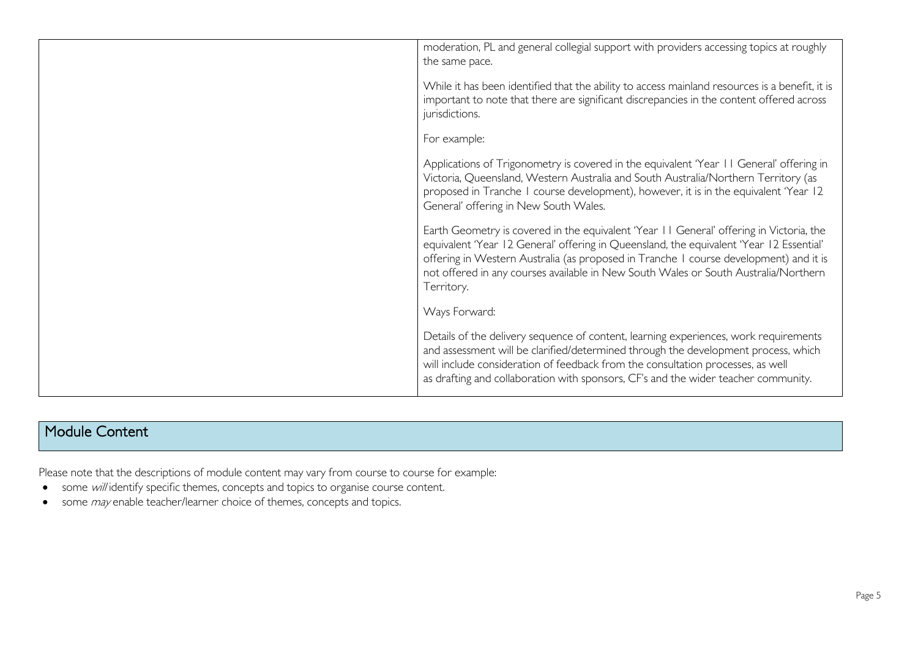| | |
|---|---|
| | moderation, PL and general collegial support with providers accessing topics at roughly the same pace.<br><br>While it has been identified that the ability to access mainland resources is a benefit, it is important to note that there are significant discrepancies in the content offered across jurisdictions.<br><br>For example:<br><br>Applications of Trigonometry is covered in the equivalent 'Year 11 General' offering in Victoria, Queensland, Western Australia and South Australia/Northern Territory (as proposed in Tranche 1 course development), however, it is in the equivalent 'Year 12 General' offering in New South Wales.<br><br>Earth Geometry is covered in the equivalent 'Year 11 General' offering in Victoria, the equivalent 'Year 12 General' offering in Queensland, the equivalent 'Year 12 Essential' offering in Western Australia (as proposed in Tranche 1 course development) and it is not offered in any courses available in New South Wales or South Australia/Northern Territory.<br><br>Ways Forward:<br><br>Details of the delivery sequence of content, learning experiences, work requirements and assessment will be clarified/determined through the development process, which will include consideration of feedback from the consultation processes, as well as drafting and collaboration with sponsors, CF's and the wider teacher community. |

## Module Content

Please note that the descriptions of module content may vary from course to course for example:

- some *will* identify specific themes, concepts and topics to organise course content.
- some *may* enable teacher/learner choice of themes, concepts and topics.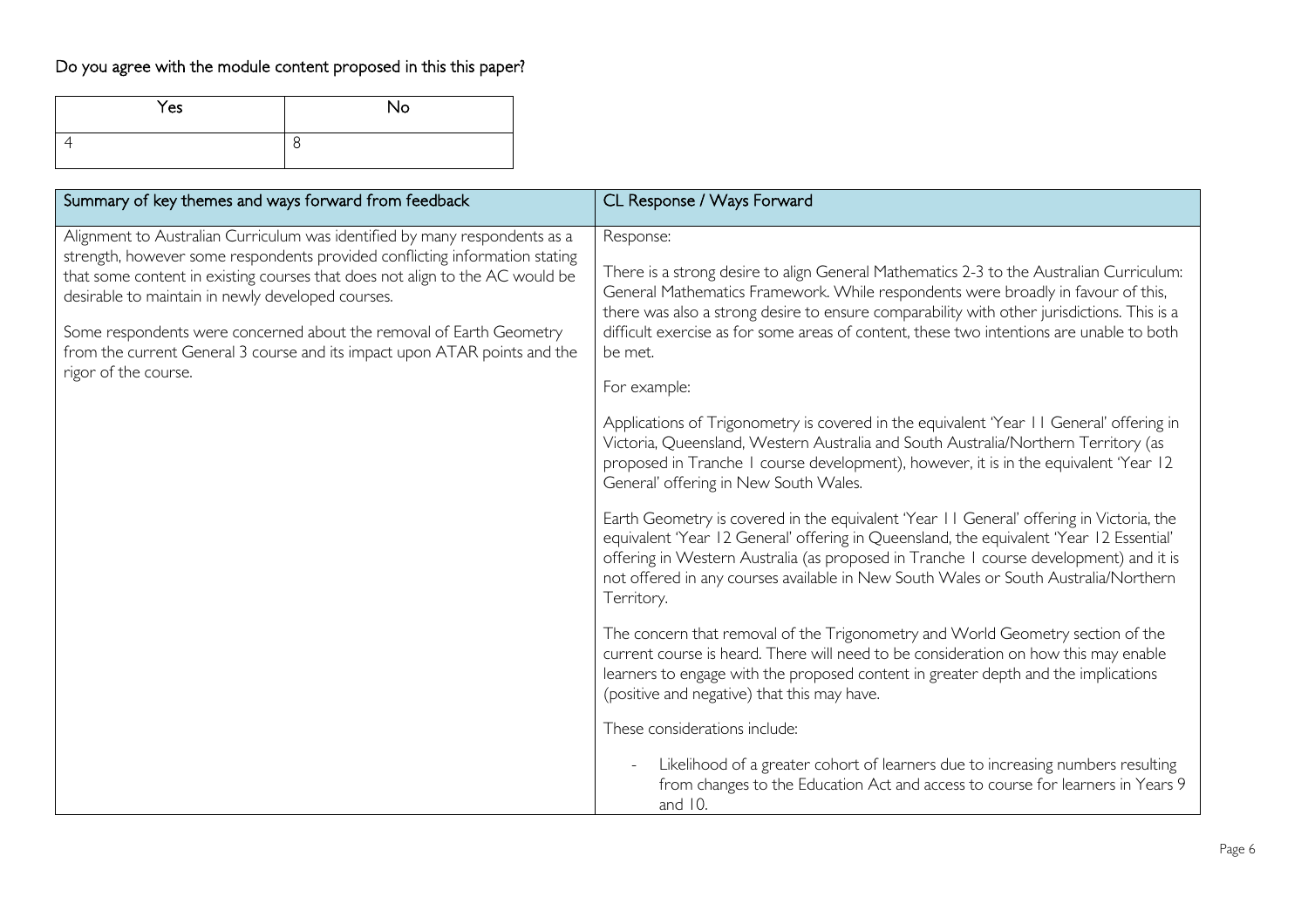Do you agree with the module content proposed in this this paper?

| Yes | No |
|---|---|
| 4 | 8 |

| Summary of key themes and ways forward from feedback | CL Response / Ways Forward |
|---|---|
| Alignment to Australian Curriculum was identified by many respondents as a strength, however some respondents provided conflicting information stating that some content in existing courses that does not align to the AC would be desirable to maintain in newly developed courses.<br><br>Some respondents were concerned about the removal of Earth Geometry from the current General 3 course and its impact upon ATAR points and the rigor of the course. | Response:<br><br>There is a strong desire to align General Mathematics 2-3 to the Australian Curriculum: General Mathematics Framework. While respondents were broadly in favour of this, there was also a strong desire to ensure comparability with other jurisdictions. This is a difficult exercise as for some areas of content, these two intentions are unable to both be met.<br><br>For example:<br><br>Applications of Trigonometry is covered in the equivalent 'Year 11 General' offering in Victoria, Queensland, Western Australia and South Australia/Northern Territory (as proposed in Tranche 1 course development), however, it is in the equivalent 'Year 12 General' offering in New South Wales.<br><br>Earth Geometry is covered in the equivalent 'Year 11 General' offering in Victoria, the equivalent 'Year 12 General' offering in Queensland, the equivalent 'Year 12 Essential' offering in Western Australia (as proposed in Tranche 1 course development) and it is not offered in any courses available in New South Wales or South Australia/Northern Territory.<br><br>The concern that removal of the Trigonometry and World Geometry section of the current course is heard. There will need to be consideration on how this may enable learners to engage with the proposed content in greater depth and the implications (positive and negative) that this may have.<br><br>These considerations include:<br><br>- Likelihood of a greater cohort of learners due to increasing numbers resulting from changes to the Education Act and access to course for learners in Years 9 and 10. |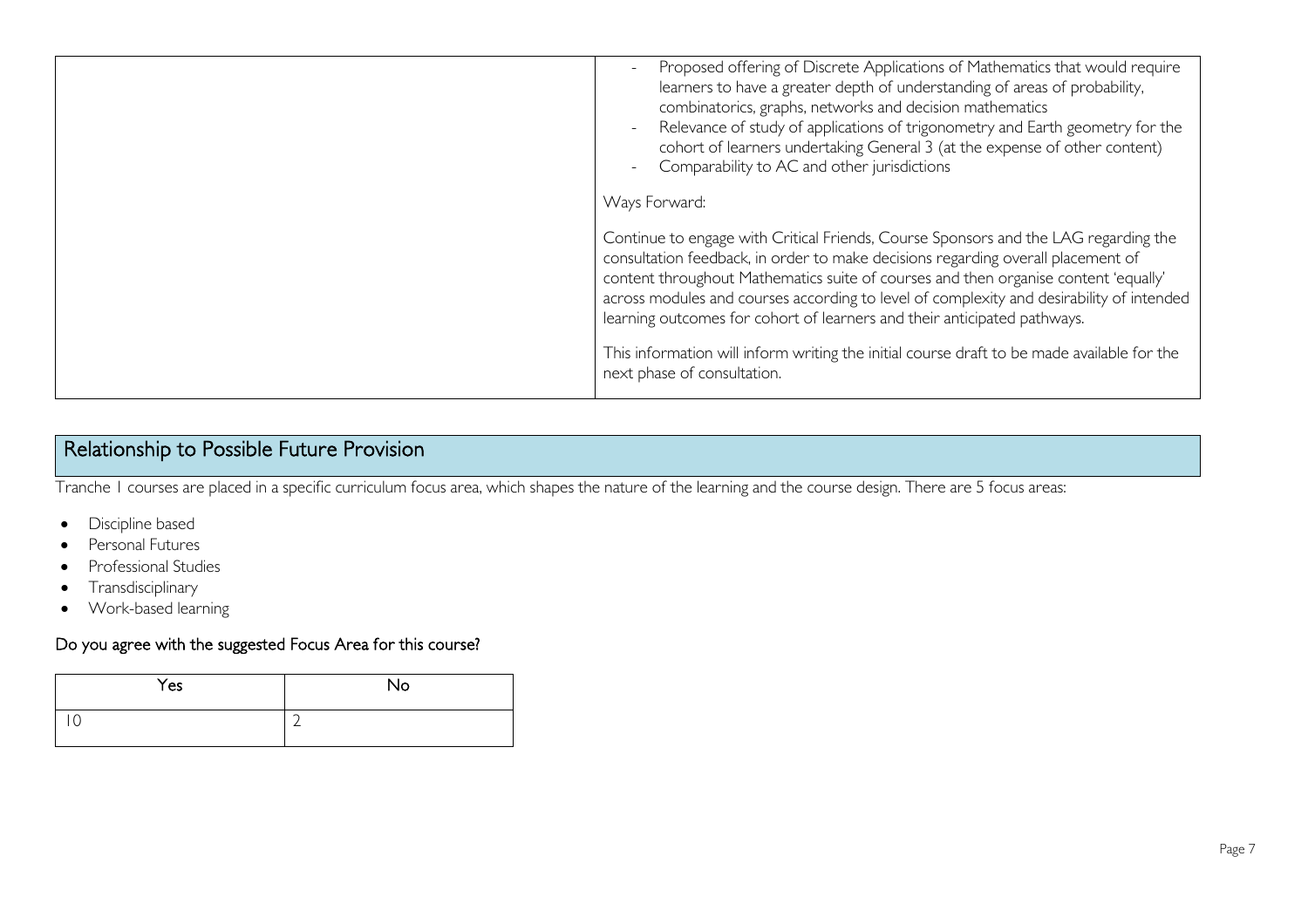| | - Proposed offering of Discrete Applications of Mathematics that would require learners to have a greater depth of understanding of areas of probability, combinatorics, graphs, networks and decision mathematics<br>- Relevance of study of applications of trigonometry and Earth geometry for the cohort of learners undertaking General 3 (at the expense of other content)<br>- Comparability to AC and other jurisdictions<br><br>Ways Forward:<br><br>Continue to engage with Critical Friends, Course Sponsors and the LAG regarding the consultation feedback, in order to make decisions regarding overall placement of content throughout Mathematics suite of courses and then organise content 'equally' across modules and courses according to level of complexity and desirability of intended learning outcomes for cohort of learners and their anticipated pathways.<br><br>This information will inform writing the initial course draft to be made available for the next phase of consultation. |
|---|---|

## Relationship to Possible Future Provision

Tranche 1 courses are placed in a specific curriculum focus area, which shapes the nature of the learning and the course design. There are 5 focus areas:

- Discipline based
- Personal Futures
- Professional Studies
- Transdisciplinary
- Work-based learning

### Do you agree with the suggested Focus Area for this course?

| Yes | No |
|---|---|
| 10 | 2 |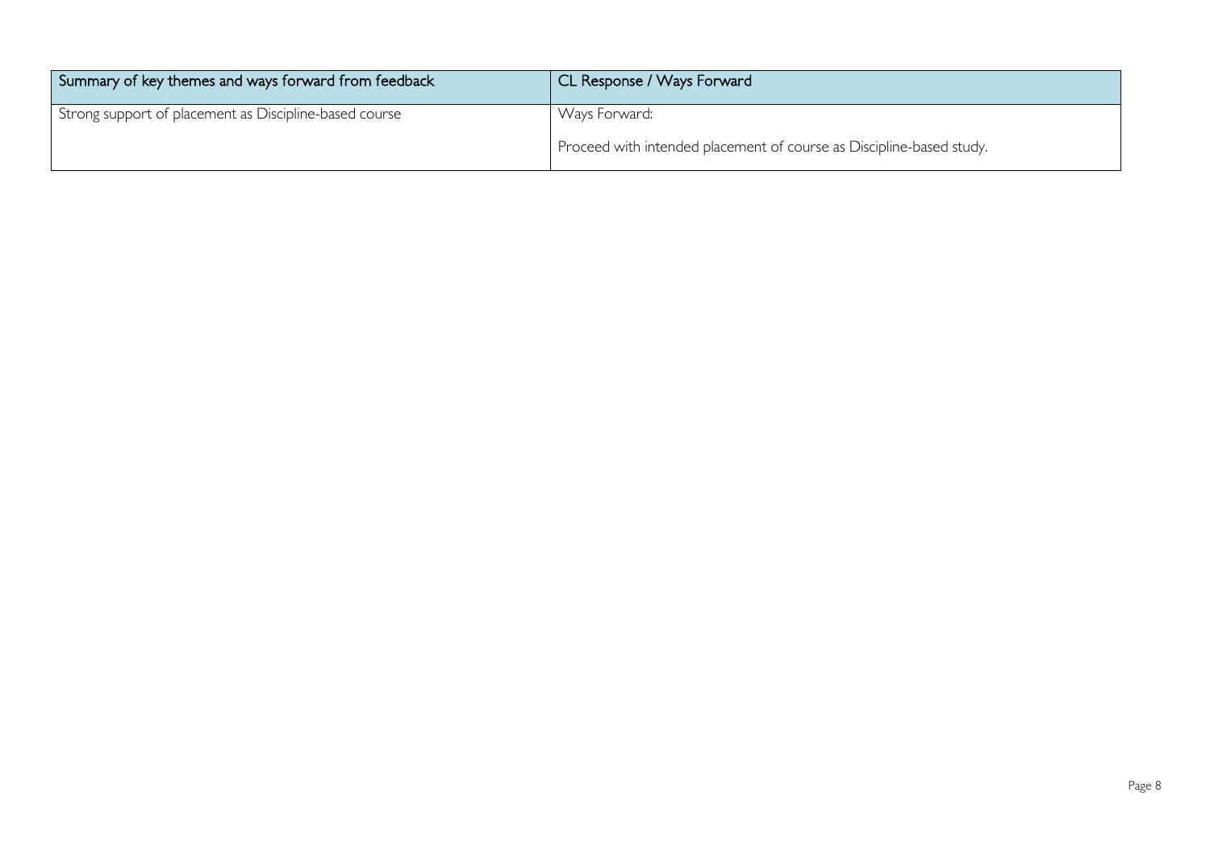| Summary of key themes and ways forward from feedback | CL Response / Ways Forward |
| --- | --- |
| Strong support of placement as Discipline-based course | Ways Forward:<br><br>Proceed with intended placement of course as Discipline-based study. |